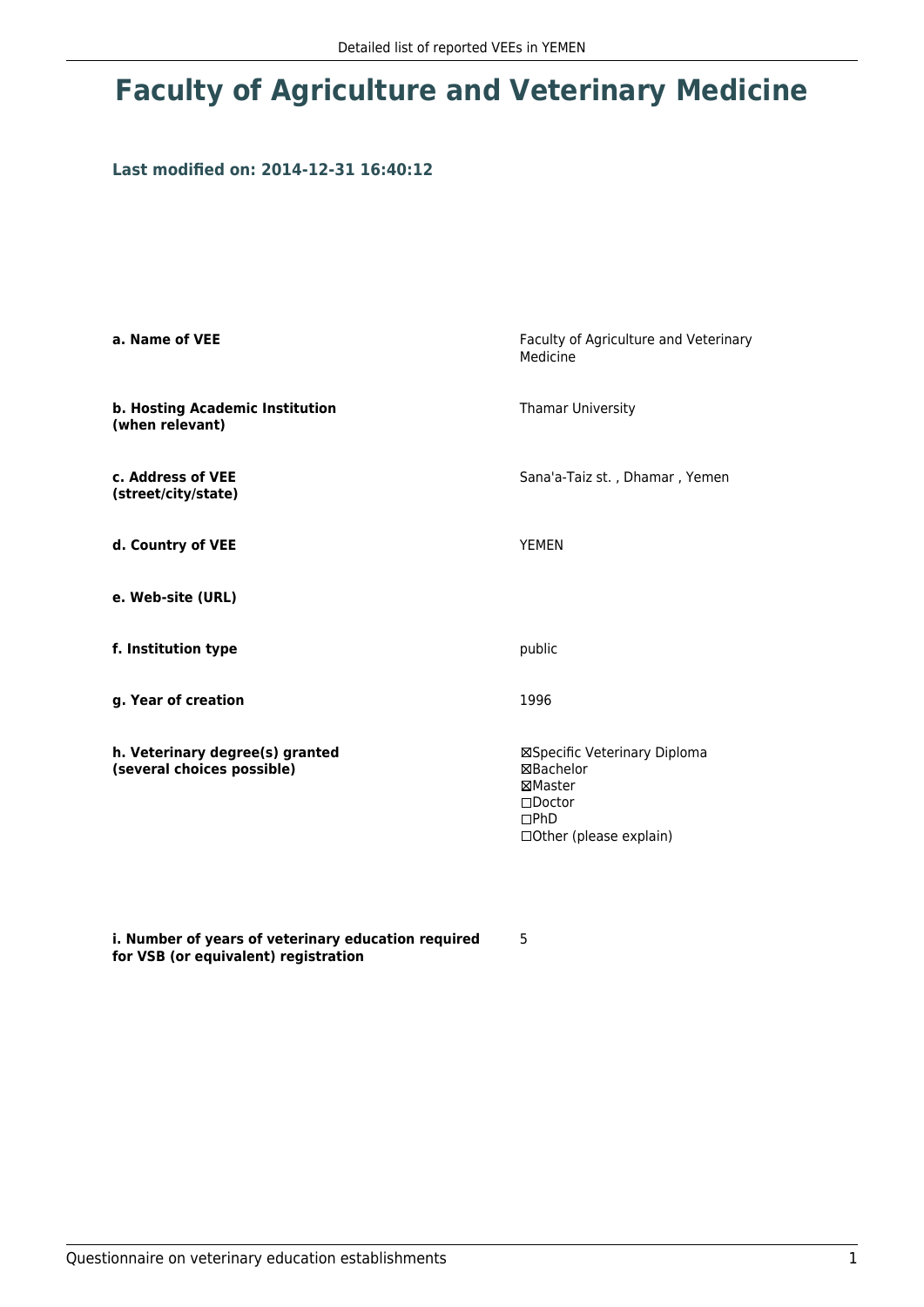# Faculty of Agriculture and Veterinary Medicine

### Last modified on: 2014-12-31 16:40:12

| | |
|---|---|
| **a. Name of VEE** | Faculty of Agriculture and Veterinary Medicine |
| **b. Hosting Academic Institution (when relevant)** | Thamar University |
| **c. Address of VEE (street/city/state)** | Sana'a-Taiz st. , Dhamar , Yemen |
| **d. Country of VEE** | YEMEN |
| **e. Web-site (URL)** | |
| **f. Institution type** | public |
| **g. Year of creation** | 1996 |
| **h. Veterinary degree(s) granted (several choices possible)** | ☒Specific Veterinary Diploma<br>☒Bachelor<br>☒Master<br>☐Doctor<br>☐PhD<br>☐Other (please explain) |
| **i. Number of years of veterinary education required for VSB (or equivalent) registration** | 5 |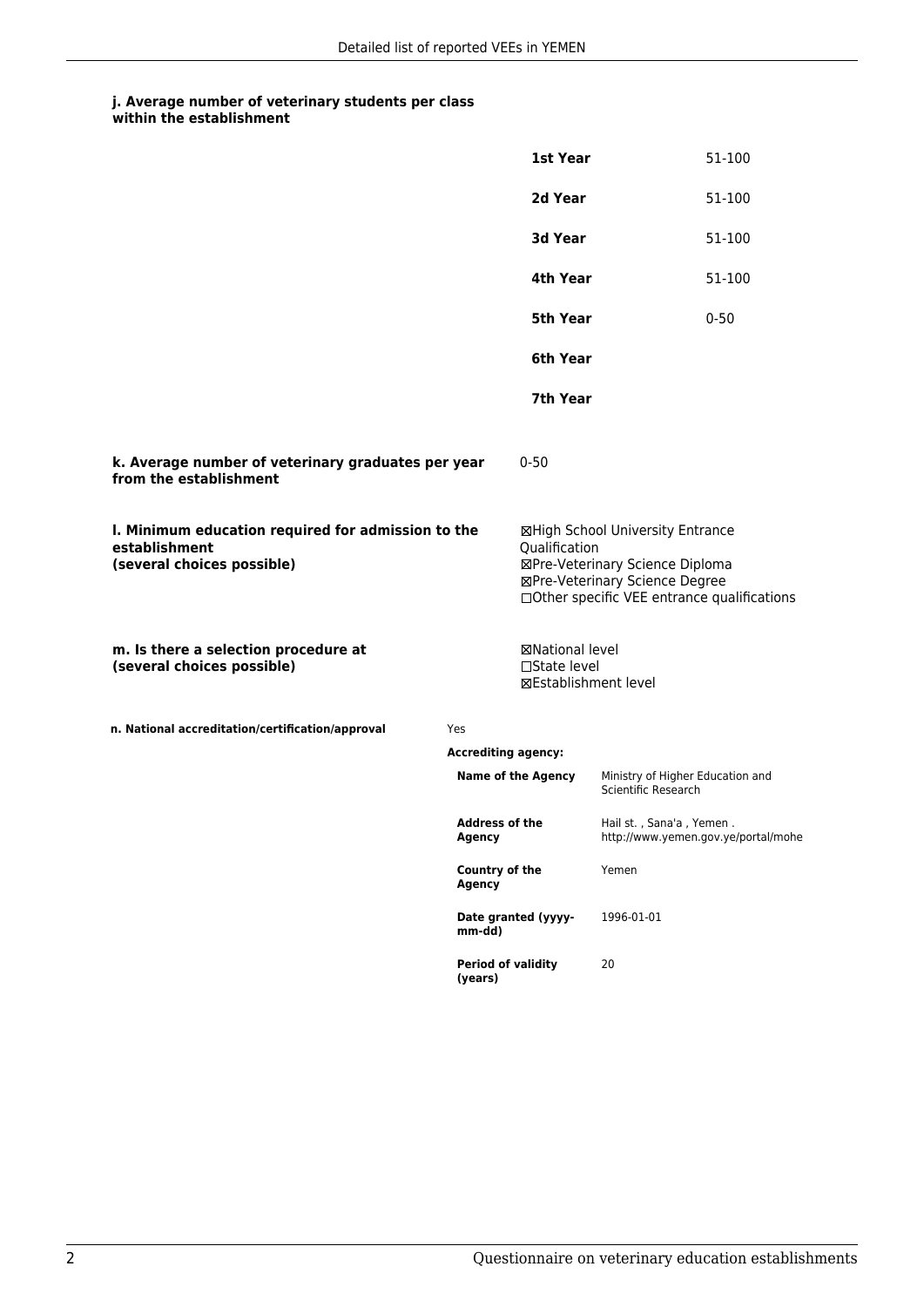**j. Average number of veterinary students per class within the establishment**

| | |
|---|---|
| **1st Year** | 51-100 |
| **2d Year** | 51-100 |
| **3d Year** | 51-100 |
| **4th Year** | 51-100 |
| **5th Year** | 0-50 |
| **6th Year** | |
| **7th Year** | |

**k. Average number of veterinary graduates per year from the establishment**

0-50

**l. Minimum education required for admission to the establishment (several choices possible)**

☒High School University Entrance Qualification
☒Pre-Veterinary Science Diploma
☒Pre-Veterinary Science Degree
☐Other specific VEE entrance qualifications

**m. Is there a selection procedure at (several choices possible)**

☒National level
☐State level
☒Establishment level

**n. National accreditation/certification/approval**

Yes

**Accrediting agency:**

| | |
|---|---|
| **Name of the Agency** | Ministry of Higher Education and Scientific Research |
| **Address of the Agency** | Hail st. , Sana'a , Yemen . http://www.yemen.gov.ye/portal/mohe |
| **Country of the Agency** | Yemen |
| **Date granted (yyyy-mm-dd)** | 1996-01-01 |
| **Period of validity (years)** | 20 |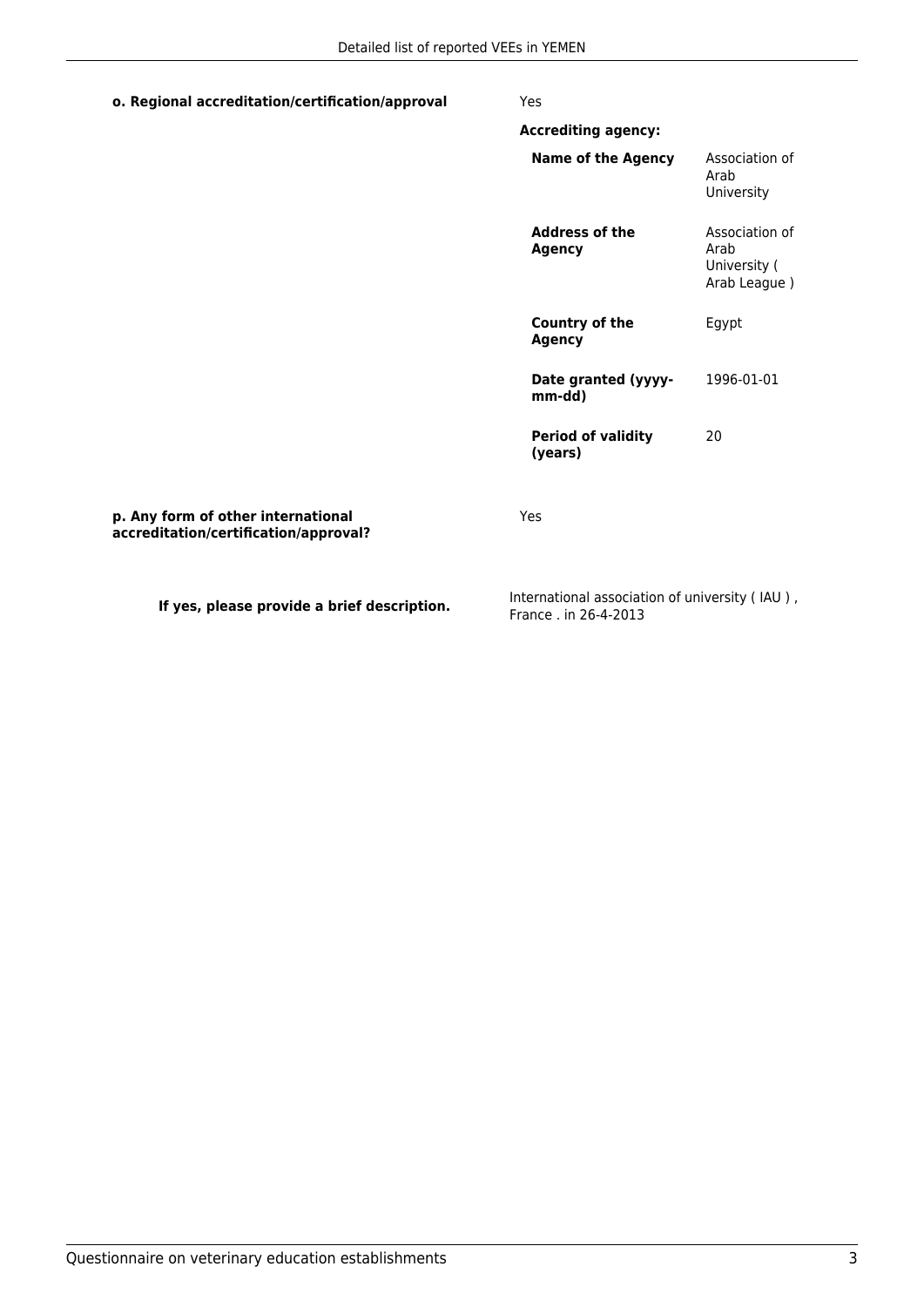**o. Regional accreditation/certification/approval** Yes

**Accrediting agency:**

| | |
|---|---|
| **Name of the Agency** | Association of Arab University |
| **Address of the Agency** | Association of Arab University ( Arab League ) |
| **Country of the Agency** | Egypt |
| **Date granted (yyyy-mm-dd)** | 1996-01-01 |
| **Period of validity (years)** | 20 |

**p. Any form of other international accreditation/certification/approval?** Yes

**If yes, please provide a brief description.** International association of university ( IAU ) , France . in 26-4-2013